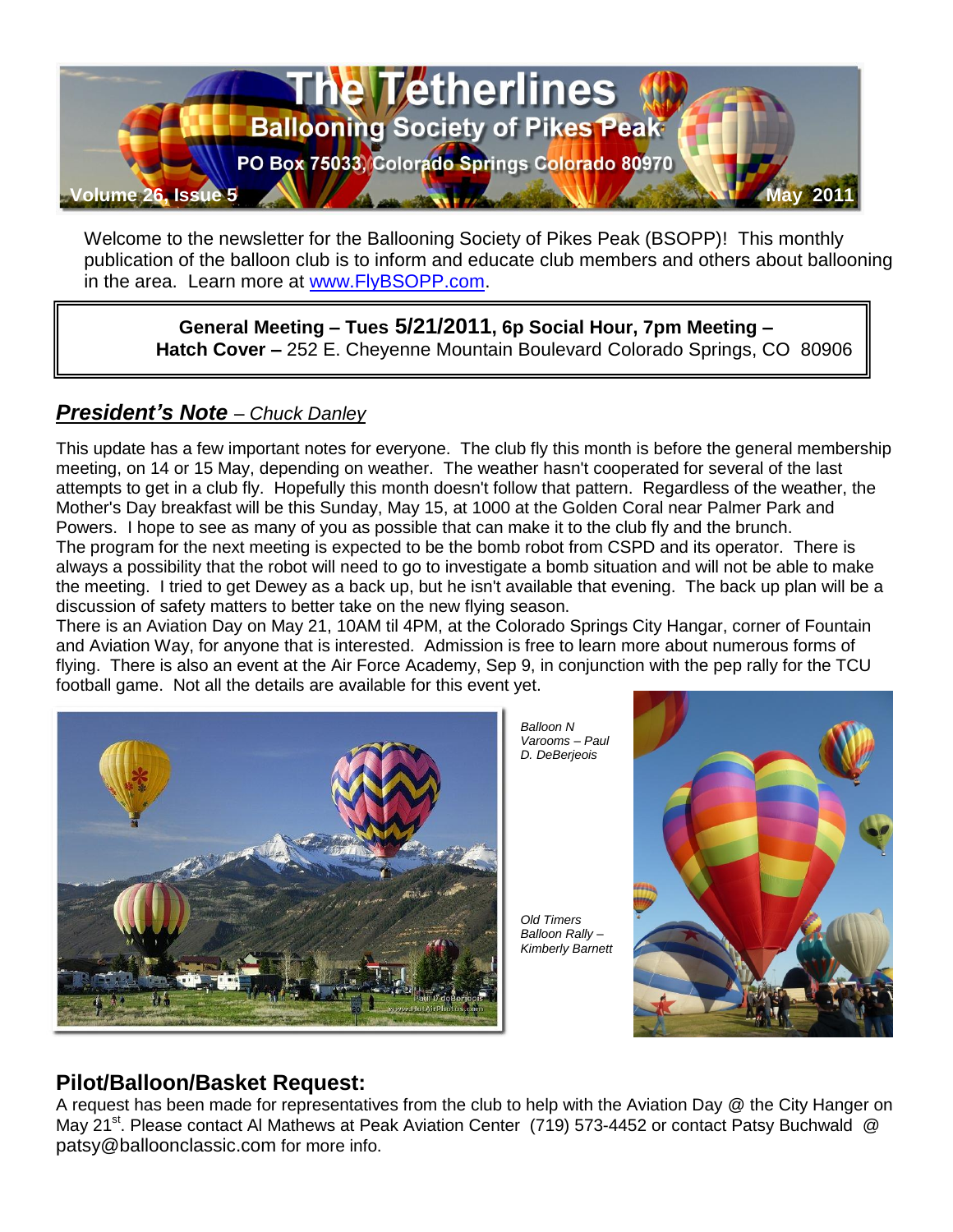# The Tetherlines

## Ballooning Society of Pikes Peak

PO Box 75033, Colorado Springs Colorado 80970

Volume 26, Issue 5 — May 2011

Welcome to the newsletter for the Ballooning Society of Pikes Peak (BSOPP)! This monthly publication of the balloon club is to inform and educate club members and others about ballooning in the area. Learn more at www.FlyBSOPP.com.

**General Meeting – Tues 5/21/2011, 6p Social Hour, 7pm Meeting –**
**Hatch Cover –** 252 E. Cheyenne Mountain Boulevard Colorado Springs, CO 80906

## *President's Note – Chuck Danley*

This update has a few important notes for everyone. The club fly this month is before the general membership meeting, on 14 or 15 May, depending on weather. The weather hasn't cooperated for several of the last attempts to get in a club fly. Hopefully this month doesn't follow that pattern. Regardless of the weather, the Mother's Day breakfast will be this Sunday, May 15, at 1000 at the Golden Coral near Palmer Park and Powers. I hope to see as many of you as possible that can make it to the club fly and the brunch.

The program for the next meeting is expected to be the bomb robot from CSPD and its operator. There is always a possibility that the robot will need to go to investigate a bomb situation and will not be able to make the meeting. I tried to get Dewey as a back up, but he isn't available that evening. The back up plan will be a discussion of safety matters to better take on the new flying season.

There is an Aviation Day on May 21, 10AM til 4PM, at the Colorado Springs City Hangar, corner of Fountain and Aviation Way, for anyone that is interested. Admission is free to learn more about numerous forms of flying. There is also an event at the Air Force Academy, Sep 9, in conjunction with the pep rally for the TCU football game. Not all the details are available for this event yet.

*Balloon N Varooms – Paul D. DeBerjeois*

*Old Timers Balloon Rally – Kimberly Barnett*

## Pilot/Balloon/Basket Request:

A request has been made for representatives from the club to help with the Aviation Day @ the City Hanger on May 21st. Please contact Al Mathews at Peak Aviation Center (719) 573-4452 or contact Patsy Buchwald @ patsy@balloonclassic.com for more info.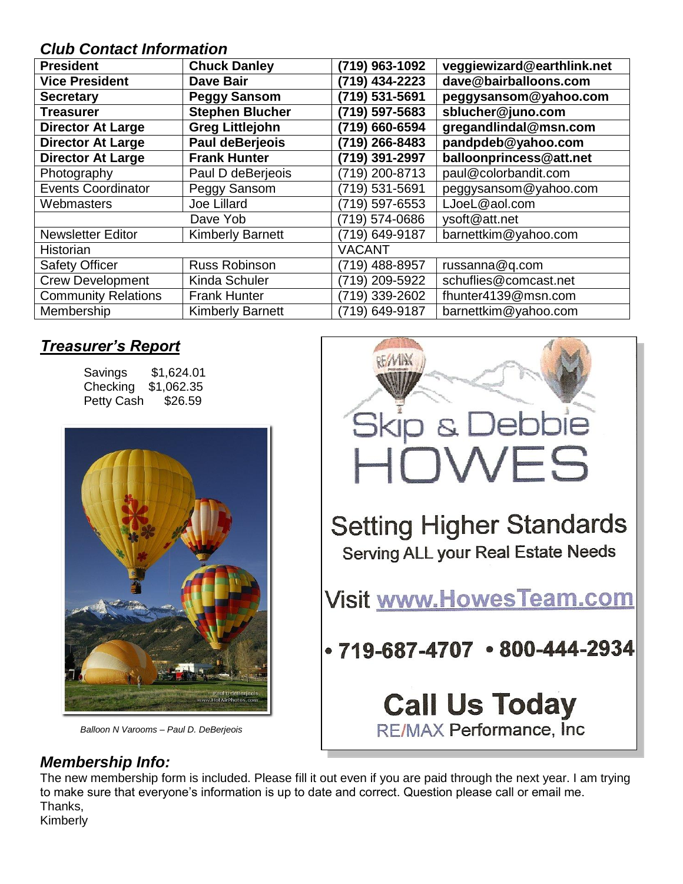## *Club Contact Information*

| | | | |
|---|---|---|---|
| **President** | **Chuck Danley** | **(719) 963-1092** | **veggiewizard@earthlink.net** |
| **Vice President** | **Dave Bair** | **(719) 434-2223** | **dave@bairballoons.com** |
| **Secretary** | **Peggy Sansom** | **(719) 531-5691** | **peggysansom@yahoo.com** |
| **Treasurer** | **Stephen Blucher** | **(719) 597-5683** | **sblucher@juno.com** |
| **Director At Large** | **Greg Littlejohn** | **(719) 660-6594** | **gregandlindal@msn.com** |
| **Director At Large** | **Paul deBerjeois** | **(719) 266-8483** | **pandpdeb@yahoo.com** |
| **Director At Large** | **Frank Hunter** | **(719) 391-2997** | **balloonprincess@att.net** |
| Photography | Paul D deBerjeois | (719) 200-8713 | paul@colorbandit.com |
| Events Coordinator | Peggy Sansom | (719) 531-5691 | peggysansom@yahoo.com |
| Webmasters | Joe Lillard | (719) 597-6553 | LJoeL@aol.com |
| | Dave Yob | (719) 574-0686 | ysoft@att.net |
| Newsletter Editor | Kimberly Barnett | (719) 649-9187 | barnettkim@yahoo.com |
| Historian | | VACANT | |
| Safety Officer | Russ Robinson | (719) 488-8957 | russanna@q.com |
| Crew Development | Kinda Schuler | (719) 209-5922 | schuflies@comcast.net |
| Community Relations | Frank Hunter | (719) 339-2602 | fhunter4139@msn.com |
| Membership | Kimberly Barnett | (719) 649-9187 | barnettkim@yahoo.com |

## ***Treasurer's Report***

| | |
|---|---|
| Savings | $1,624.01 |
| Checking | $1,062.35 |
| Petty Cash | $26.59 |

*Balloon N Varooms – Paul D. DeBerjeois*

Skip & Debbie HOWES

Setting Higher Standards

Serving ALL your Real Estate Needs

Visit www.HowesTeam.com

• 719-687-4707 • 800-444-2934

**Call Us Today**

RE/MAX Performance, Inc

## *Membership Info:*

The new membership form is included. Please fill it out even if you are paid through the next year. I am trying to make sure that everyone's information is up to date and correct. Question please call or email me.

Thanks,

Kimberly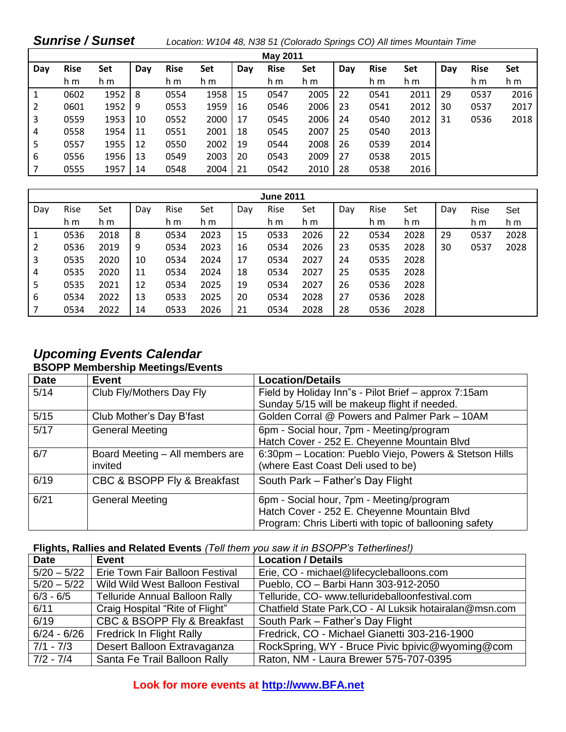## *Sunrise / Sunset*

*Location: W104 48, N38 51 (Colorado Springs CO) All times Mountain Time*

| May 2011 | | | | | | | | | | | | | | |
|---|---|---|---|---|---|---|---|---|---|---|---|---|---|---|
| **Day** | **Rise** | **Set** | **Day** | **Rise** | **Set** | **Day** | **Rise** | **Set** | **Day** | **Rise** | **Set** | **Day** | **Rise** | **Set** |
| | h m | h m | | h m | h m | | h m | h m | | h m | h m | | h m | h m |
| 1 | 0602 | 1952 | 8 | 0554 | 1958 | 15 | 0547 | 2005 | 22 | 0541 | 2011 | 29 | 0537 | 2016 |
| 2 | 0601 | 1952 | 9 | 0553 | 1959 | 16 | 0546 | 2006 | 23 | 0541 | 2012 | 30 | 0537 | 2017 |
| 3 | 0559 | 1953 | 10 | 0552 | 2000 | 17 | 0545 | 2006 | 24 | 0540 | 2012 | 31 | 0536 | 2018 |
| 4 | 0558 | 1954 | 11 | 0551 | 2001 | 18 | 0545 | 2007 | 25 | 0540 | 2013 | | | |
| 5 | 0557 | 1955 | 12 | 0550 | 2002 | 19 | 0544 | 2008 | 26 | 0539 | 2014 | | | |
| 6 | 0556 | 1956 | 13 | 0549 | 2003 | 20 | 0543 | 2009 | 27 | 0538 | 2015 | | | |
| 7 | 0555 | 1957 | 14 | 0548 | 2004 | 21 | 0542 | 2010 | 28 | 0538 | 2016 | | | |

| June 2011 | | | | | | | | | | | | | | |
|---|---|---|---|---|---|---|---|---|---|---|---|---|---|---|
| Day | Rise | Set | Day | Rise | Set | Day | Rise | Set | Day | Rise | Set | Day | Rise | Set |
| | h m | h m | | h m | h m | | h m | h m | | h m | h m | | h m | h m |
| 1 | 0536 | 2018 | 8 | 0534 | 2023 | 15 | 0533 | 2026 | 22 | 0534 | 2028 | 29 | 0537 | 2028 |
| 2 | 0536 | 2019 | 9 | 0534 | 2023 | 16 | 0534 | 2026 | 23 | 0535 | 2028 | 30 | 0537 | 2028 |
| 3 | 0535 | 2020 | 10 | 0534 | 2024 | 17 | 0534 | 2027 | 24 | 0535 | 2028 | | | |
| 4 | 0535 | 2020 | 11 | 0534 | 2024 | 18 | 0534 | 2027 | 25 | 0535 | 2028 | | | |
| 5 | 0535 | 2021 | 12 | 0534 | 2025 | 19 | 0534 | 2027 | 26 | 0536 | 2028 | | | |
| 6 | 0534 | 2022 | 13 | 0533 | 2025 | 20 | 0534 | 2028 | 27 | 0536 | 2028 | | | |
| 7 | 0534 | 2022 | 14 | 0533 | 2026 | 21 | 0534 | 2028 | 28 | 0536 | 2028 | | | |

## *Upcoming Events Calendar*

### BSOPP Membership Meetings/Events

| Date | Event | Location/Details |
|---|---|---|
| 5/14 | Club Fly/Mothers Day Fly | Field by Holiday Inn"s - Pilot Brief – approx 7:15am<br>Sunday 5/15 will be makeup flight if needed. |
| 5/15 | Club Mother's Day B'fast | Golden Corral @ Powers and Palmer Park – 10AM |
| 5/17 | General Meeting | 6pm - Social hour, 7pm - Meeting/program<br>Hatch Cover - 252 E. Cheyenne Mountain Blvd |
| 6/7 | Board Meeting – All members are invited | 6:30pm – Location: Pueblo Viejo, Powers & Stetson Hills (where East Coast Deli used to be) |
| 6/19 | CBC & BSOPP Fly & Breakfast | South Park – Father's Day Flight |
| 6/21 | General Meeting | 6pm - Social hour, 7pm - Meeting/program<br>Hatch Cover - 252 E. Cheyenne Mountain Blvd<br>Program: Chris Liberti with topic of ballooning safety |

**Flights, Rallies and Related Events** *(Tell them you saw it in BSOPP's Tetherlines!)*

| Date | Event | Location / Details |
|---|---|---|
| 5/20 – 5/22 | Erie Town Fair Balloon Festival | Erie, CO - michael@lifecycleballoons.com |
| 5/20 – 5/22 | Wild Wild West Balloon Festival | Pueblo, CO – Barbi Hann 303-912-2050 |
| 6/3 - 6/5 | Telluride Annual Balloon Rally | Telluride, CO- www.tellurideballoonfestival.com |
| 6/11 | Craig Hospital "Rite of Flight" | Chatfield State Park,CO - Al Luksik hotairalan@msn.com |
| 6/19 | CBC & BSOPP Fly & Breakfast | South Park – Father's Day Flight |
| 6/24 - 6/26 | Fredrick In Flight Rally | Fredrick, CO - Michael Gianetti 303-216-1900 |
| 7/1 - 7/3 | Desert Balloon Extravaganza | RockSpring, WY - Bruce Pivic bpivic@wyoming@com |
| 7/2 - 7/4 | Santa Fe Trail Balloon Rally | Raton, NM - Laura Brewer 575-707-0395 |

**Look for more events at http://www.BFA.net**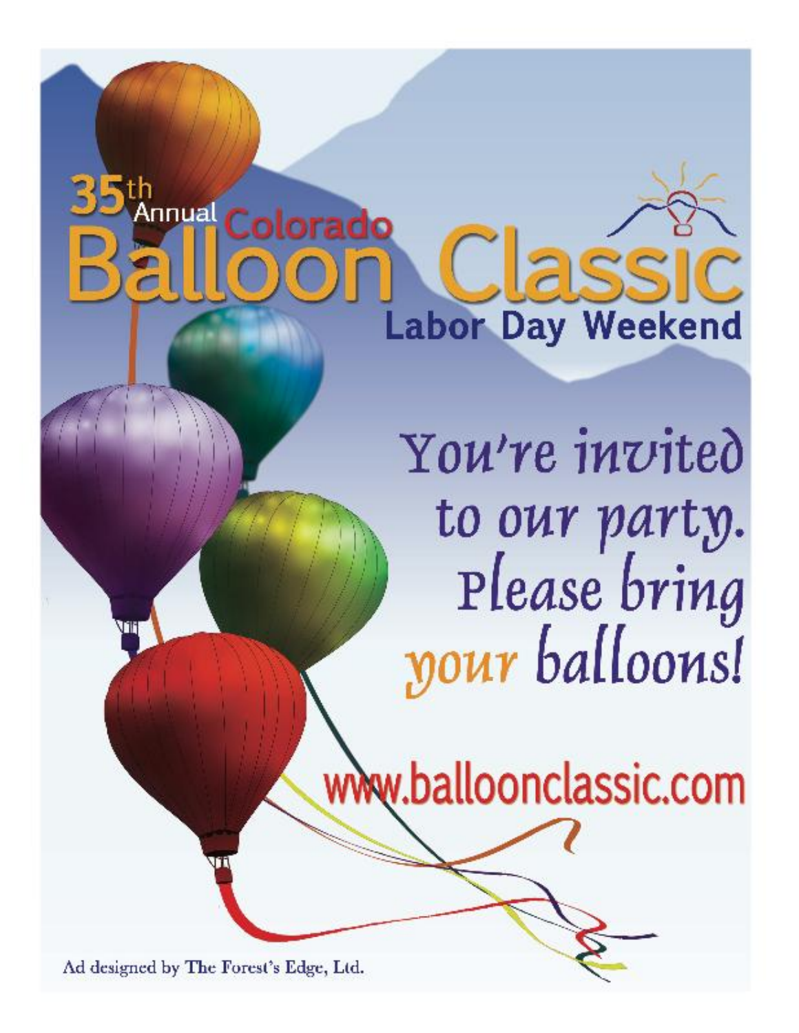# 35th Annual Colorado Balloon Classic

## Labor Day Weekend

You're invited to our party. Please bring *your* balloons!

www.balloonclassic.com

Ad designed by The Forest's Edge, Ltd.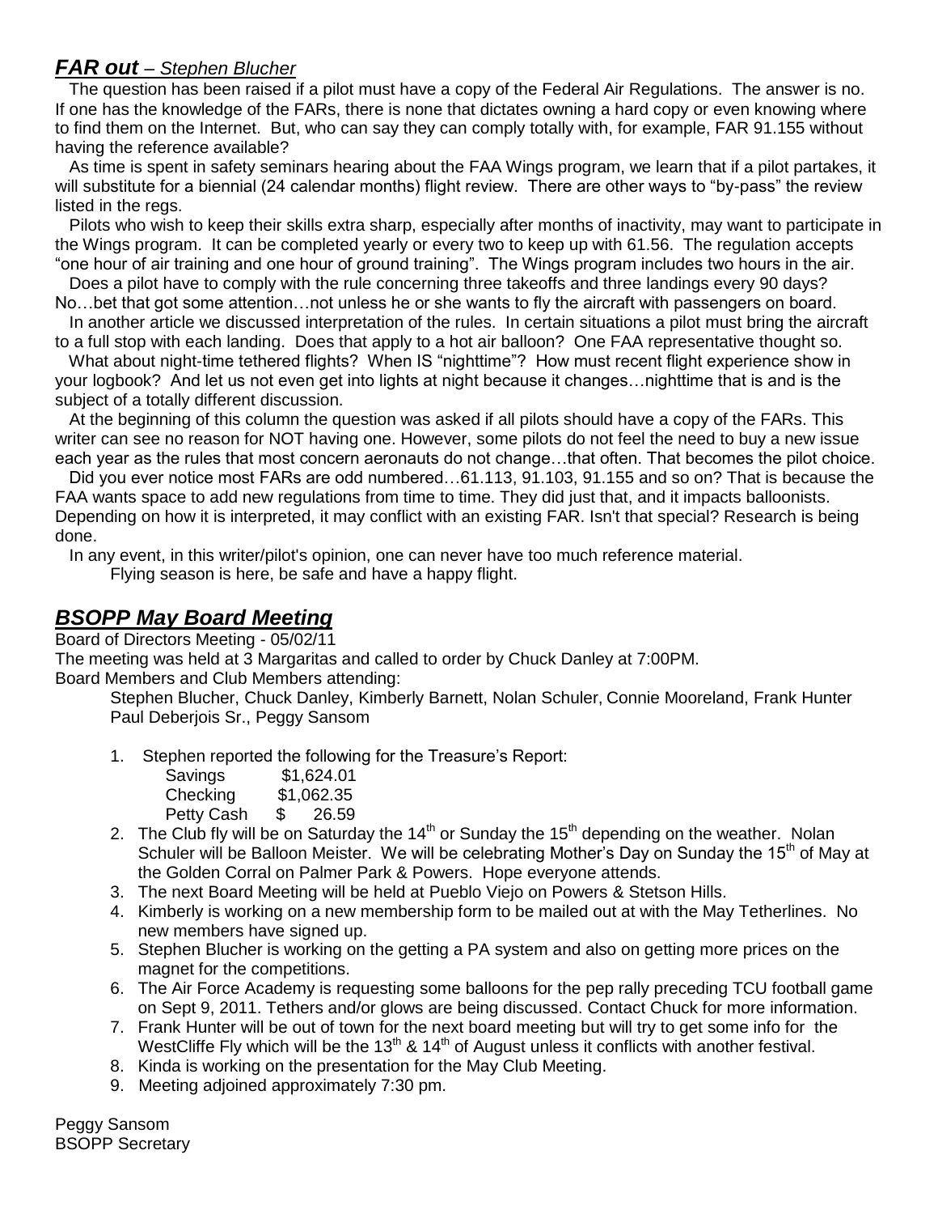## ***FAR out*** *– Stephen Blucher*

The question has been raised if a pilot must have a copy of the Federal Air Regulations. The answer is no. If one has the knowledge of the FARs, there is none that dictates owning a hard copy or even knowing where to find them on the Internet. But, who can say they can comply totally with, for example, FAR 91.155 without having the reference available?

As time is spent in safety seminars hearing about the FAA Wings program, we learn that if a pilot partakes, it will substitute for a biennial (24 calendar months) flight review. There are other ways to "by-pass" the review listed in the regs.

Pilots who wish to keep their skills extra sharp, especially after months of inactivity, may want to participate in the Wings program. It can be completed yearly or every two to keep up with 61.56. The regulation accepts "one hour of air training and one hour of ground training". The Wings program includes two hours in the air.

Does a pilot have to comply with the rule concerning three takeoffs and three landings every 90 days? No…bet that got some attention…not unless he or she wants to fly the aircraft with passengers on board.

In another article we discussed interpretation of the rules. In certain situations a pilot must bring the aircraft to a full stop with each landing. Does that apply to a hot air balloon? One FAA representative thought so.

What about night-time tethered flights? When IS "nighttime"? How must recent flight experience show in your logbook? And let us not even get into lights at night because it changes…nighttime that is and is the subject of a totally different discussion.

At the beginning of this column the question was asked if all pilots should have a copy of the FARs. This writer can see no reason for NOT having one. However, some pilots do not feel the need to buy a new issue each year as the rules that most concern aeronauts do not change…that often. That becomes the pilot choice.

Did you ever notice most FARs are odd numbered…61.113, 91.103, 91.155 and so on? That is because the FAA wants space to add new regulations from time to time. They did just that, and it impacts balloonists. Depending on how it is interpreted, it may conflict with an existing FAR. Isn't that special? Research is being done.

In any event, in this writer/pilot's opinion, one can never have too much reference material.

Flying season is here, be safe and have a happy flight.

## ***BSOPP May Board Meeting***

Board of Directors Meeting - 05/02/11

The meeting was held at 3 Margaritas and called to order by Chuck Danley at 7:00PM.

Board Members and Club Members attending:

Stephen Blucher, Chuck Danley, Kimberly Barnett, Nolan Schuler, Connie Mooreland, Frank Hunter Paul Deberjois Sr., Peggy Sansom

1. Stephen reported the following for the Treasure's Report:
   - Savings $1,624.01
   - Checking $1,062.35
   - Petty Cash $ 26.59
2. The Club fly will be on Saturday the 14th or Sunday the 15th depending on the weather. Nolan Schuler will be Balloon Meister. We will be celebrating Mother's Day on Sunday the 15th of May at the Golden Corral on Palmer Park & Powers. Hope everyone attends.
3. The next Board Meeting will be held at Pueblo Viejo on Powers & Stetson Hills.
4. Kimberly is working on a new membership form to be mailed out at with the May Tetherlines. No new members have signed up.
5. Stephen Blucher is working on the getting a PA system and also on getting more prices on the magnet for the competitions.
6. The Air Force Academy is requesting some balloons for the pep rally preceding TCU football game on Sept 9, 2011. Tethers and/or glows are being discussed. Contact Chuck for more information.
7. Frank Hunter will be out of town for the next board meeting but will try to get some info for the WestCliffe Fly which will be the 13th & 14th of August unless it conflicts with another festival.
8. Kinda is working on the presentation for the May Club Meeting.
9. Meeting adjoined approximately 7:30 pm.

Peggy Sansom
BSOPP Secretary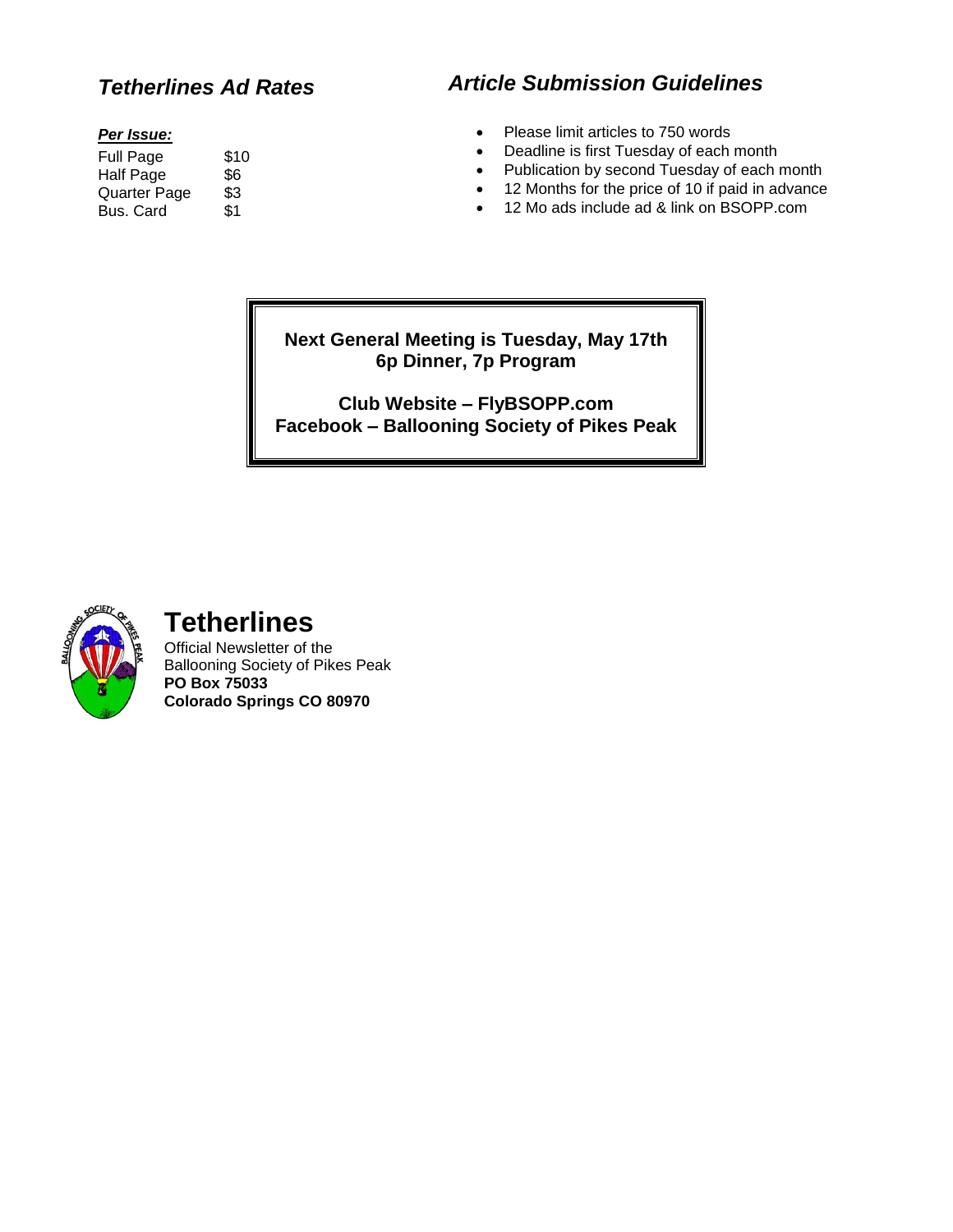## *Tetherlines Ad Rates*

***Per Issue:***

| | |
|---|---|
| Full Page | $10 |
| Half Page | $6 |
| Quarter Page | $3 |
| Bus. Card | $1 |

## *Article Submission Guidelines*

- Please limit articles to 750 words
- Deadline is first Tuesday of each month
- Publication by second Tuesday of each month
- 12 Months for the price of 10 if paid in advance
- 12 Mo ads include ad & link on BSOPP.com

**Next General Meeting is Tuesday, May 17th**
**6p Dinner, 7p Program**

**Club Website – FlyBSOPP.com**
**Facebook – Ballooning Society of Pikes Peak**

# Tetherlines

Official Newsletter of the
Ballooning Society of Pikes Peak
**PO Box 75033**
**Colorado Springs CO 80970**